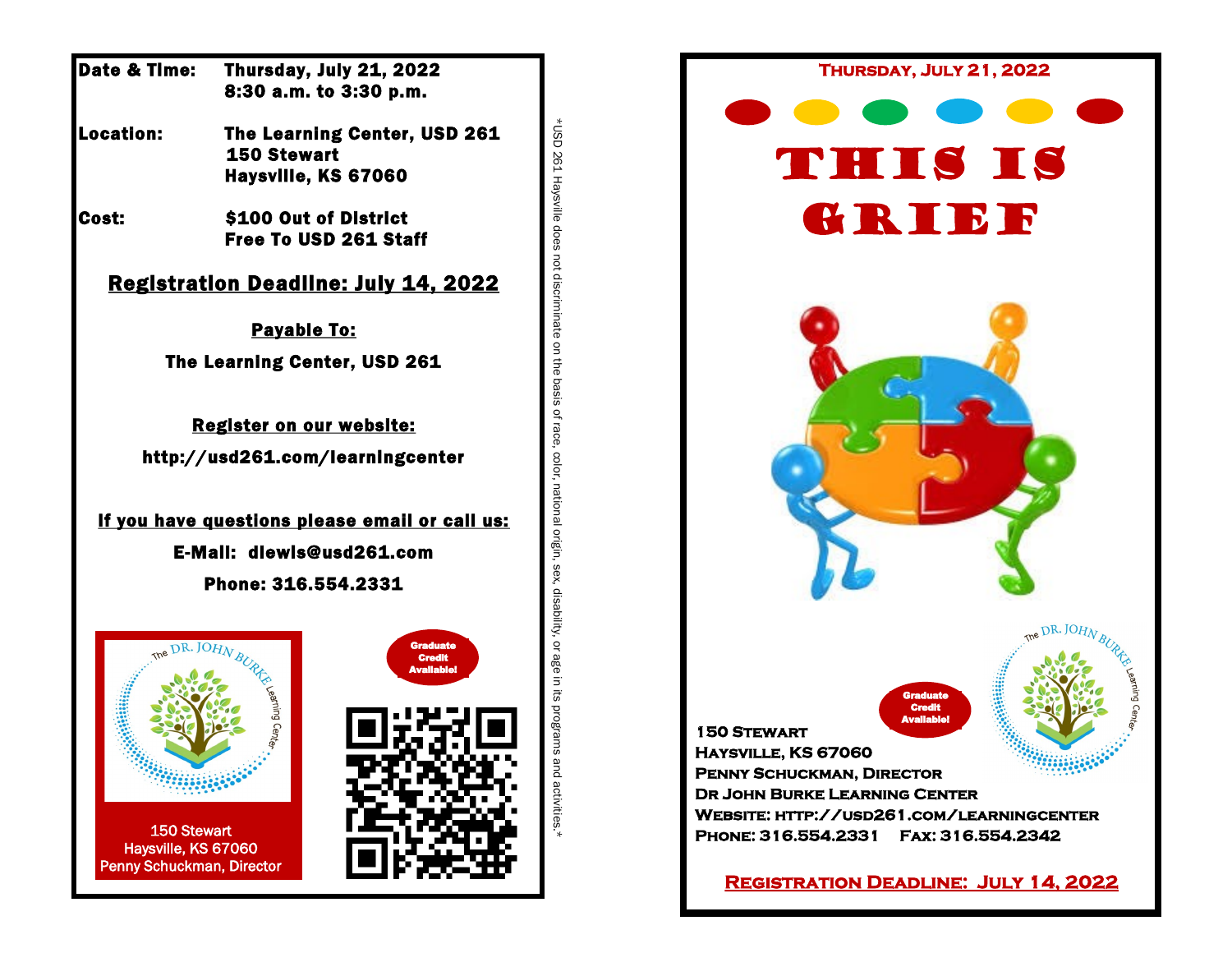**Date & Time:** Thursday, July 21, 2022
8:30 a.m. to 3:30 p.m.

**Location:** The Learning Center, USD 261
150 Stewart
Haysville, KS 67060

**Cost:** $100 Out of District
Free To USD 261 Staff

## Registration Deadline: July 14, 2022

**Payable To:**

The Learning Center, USD 261

**Register on our website:**

http://usd261.com/learningcenter

**If you have questions please email or call us:**

E-Mail: dlewis@usd261.com

Phone: 316.554.2331

The DR. JOHN BURKE Learning Center

150 Stewart
Haysville, KS 67060
Penny Schuckman, Director

Graduate Credit Available!

*USD 261 Haysville does not discriminate on the basis of race, color, national origin, sex, disability, or age in its programs and activities.*

---

**Thursday, July 21, 2022**

# THIS IS GRIEF

The DR. JOHN BURKE Learning Center

Graduate Credit Available!

150 Stewart
Haysville, KS 67060
Penny Schuckman, Director
Dr John Burke Learning Center
Website: http://usd261.com/learningcenter
Phone: 316.554.2331 Fax: 316.554.2342

**Registration Deadline: July 14, 2022**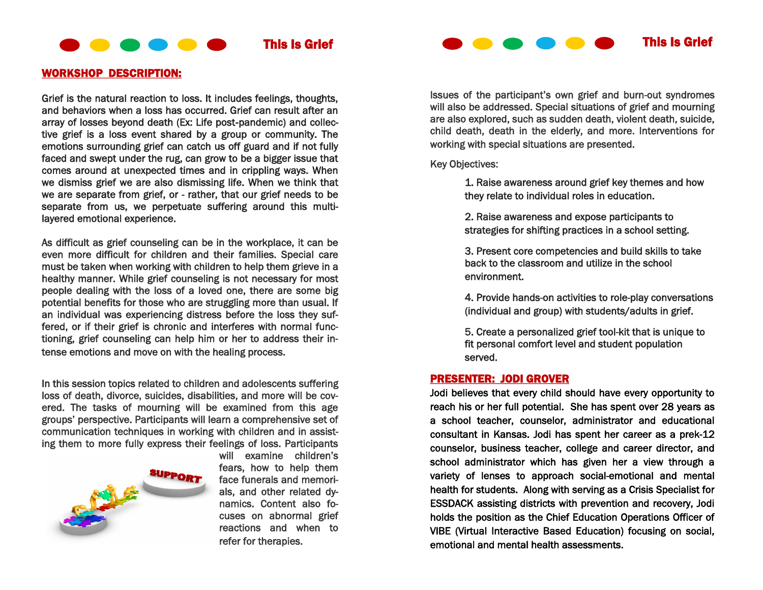## WORKSHOP DESCRIPTION:

Grief is the natural reaction to loss. It includes feelings, thoughts, and behaviors when a loss has occurred. Grief can result after an array of losses beyond death (Ex: Life post-pandemic) and collective grief is a loss event shared by a group or community. The emotions surrounding grief can catch us off guard and if not fully faced and swept under the rug, can grow to be a bigger issue that comes around at unexpected times and in crippling ways. When we dismiss grief we are also dismissing life. When we think that we are separate from grief, or - rather, that our grief needs to be separate from us, we perpetuate suffering around this multi-layered emotional experience.

As difficult as grief counseling can be in the workplace, it can be even more difficult for children and their families. Special care must be taken when working with children to help them grieve in a healthy manner. While grief counseling is not necessary for most people dealing with the loss of a loved one, there are some big potential benefits for those who are struggling more than usual. If an individual was experiencing distress before the loss they suffered, or if their grief is chronic and interferes with normal functioning, grief counseling can help him or her to address their intense emotions and move on with the healing process.

In this session topics related to children and adolescents suffering loss of death, divorce, suicides, disabilities, and more will be covered. The tasks of mourning will be examined from this age groups' perspective. Participants will learn a comprehensive set of communication techniques in working with children and in assisting them to more fully express their feelings of loss. Participants will examine children's fears, how to help them face funerals and memorials, and other related dynamics. Content also focuses on abnormal grief reactions and when to refer for therapies.

Issues of the participant's own grief and burn-out syndromes will also be addressed. Special situations of grief and mourning are also explored, such as sudden death, violent death, suicide, child death, death in the elderly, and more. Interventions for working with special situations are presented.

Key Objectives:

1. Raise awareness around grief key themes and how they relate to individual roles in education.
2. Raise awareness and expose participants to strategies for shifting practices in a school setting.
3. Present core competencies and build skills to take back to the classroom and utilize in the school environment.
4. Provide hands-on activities to role-play conversations (individual and group) with students/adults in grief.
5. Create a personalized grief tool-kit that is unique to fit personal comfort level and student population served.

## PRESENTER: JODI GROVER

Jodi believes that every child should have every opportunity to reach his or her full potential. She has spent over 28 years as a school teacher, counselor, administrator and educational consultant in Kansas. Jodi has spent her career as a prek-12 counselor, business teacher, college and career director, and school administrator which has given her a view through a variety of lenses to approach social-emotional and mental health for students. Along with serving as a Crisis Specialist for ESSDACK assisting districts with prevention and recovery, Jodi holds the position as the Chief Education Operations Officer of VIBE (Virtual Interactive Based Education) focusing on social, emotional and mental health assessments.